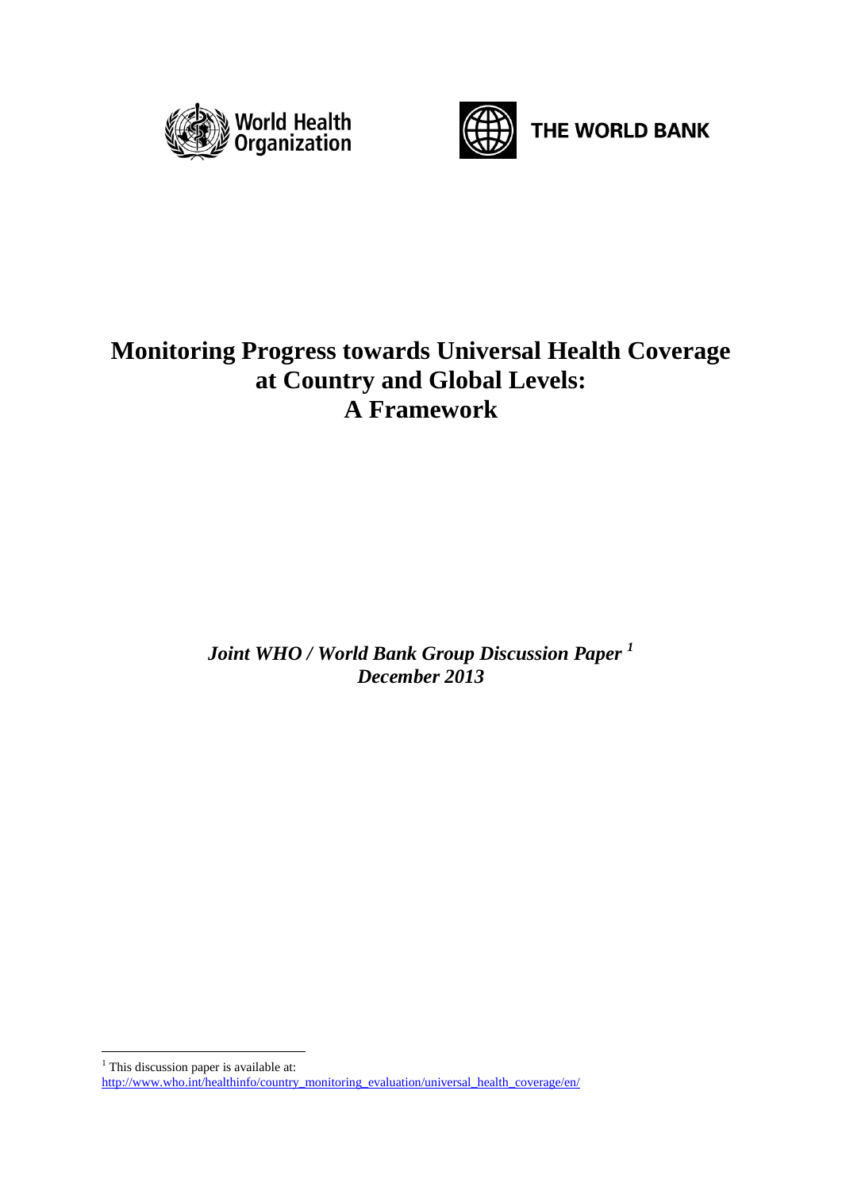World Health Organization

THE WORLD BANK

# Monitoring Progress towards Universal Health Coverage at Country and Global Levels: A Framework

***Joint WHO / World Bank Group Discussion Paper [1]***
***December 2013***

[1] This discussion paper is available at: http://www.who.int/healthinfo/country_monitoring_evaluation/universal_health_coverage/en/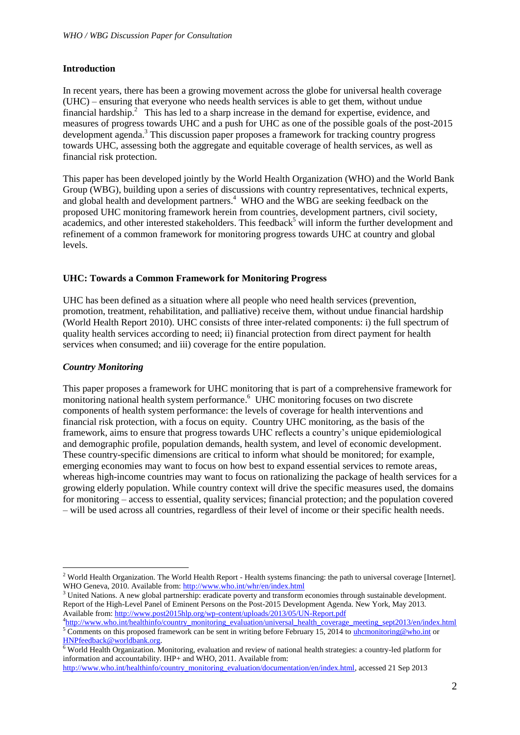## Introduction

In recent years, there has been a growing movement across the globe for universal health coverage (UHC) – ensuring that everyone who needs health services is able to get them, without undue financial hardship.[2] This has led to a sharp increase in the demand for expertise, evidence, and measures of progress towards UHC and a push for UHC as one of the possible goals of the post-2015 development agenda.[3] This discussion paper proposes a framework for tracking country progress towards UHC, assessing both the aggregate and equitable coverage of health services, as well as financial risk protection.

This paper has been developed jointly by the World Health Organization (WHO) and the World Bank Group (WBG), building upon a series of discussions with country representatives, technical experts, and global health and development partners.[4] WHO and the WBG are seeking feedback on the proposed UHC monitoring framework herein from countries, development partners, civil society, academics, and other interested stakeholders. This feedback[5] will inform the further development and refinement of a common framework for monitoring progress towards UHC at country and global levels.

## UHC: Towards a Common Framework for Monitoring Progress

UHC has been defined as a situation where all people who need health services (prevention, promotion, treatment, rehabilitation, and palliative) receive them, without undue financial hardship (World Health Report 2010). UHC consists of three inter-related components: i) the full spectrum of quality health services according to need; ii) financial protection from direct payment for health services when consumed; and iii) coverage for the entire population.

### *Country Monitoring*

This paper proposes a framework for UHC monitoring that is part of a comprehensive framework for monitoring national health system performance.[6] UHC monitoring focuses on two discrete components of health system performance: the levels of coverage for health interventions and financial risk protection, with a focus on equity. Country UHC monitoring, as the basis of the framework, aims to ensure that progress towards UHC reflects a country's unique epidemiological and demographic profile, population demands, health system, and level of economic development. These country-specific dimensions are critical to inform what should be monitored; for example, emerging economies may want to focus on how best to expand essential services to remote areas, whereas high-income countries may want to focus on rationalizing the package of health services for a growing elderly population. While country context will drive the specific measures used, the domains for monitoring – access to essential, quality services; financial protection; and the population covered – will be used across all countries, regardless of their level of income or their specific health needs.

---

[2] World Health Organization. The World Health Report - Health systems financing: the path to universal coverage [Internet]. WHO Geneva, 2010. Available from: http://www.who.int/whr/en/index.html

[3] United Nations. A new global partnership: eradicate poverty and transform economies through sustainable development. Report of the High-Level Panel of Eminent Persons on the Post-2015 Development Agenda. New York, May 2013. Available from: http://www.post2015hlp.org/wp-content/uploads/2013/05/UN-Report.pdf

[4] http://www.who.int/healthinfo/country_monitoring_evaluation/universal_health_coverage_meeting_sept2013/en/index.html

[5] Comments on this proposed framework can be sent in writing before February 15, 2014 to uhcmonitoring@who.int or HNPfeedback@worldbank.org.

[6] World Health Organization. Monitoring, evaluation and review of national health strategies: a country-led platform for information and accountability. IHP+ and WHO, 2011. Available from: http://www.who.int/healthinfo/country_monitoring_evaluation/documentation/en/index.html, accessed 21 Sep 2013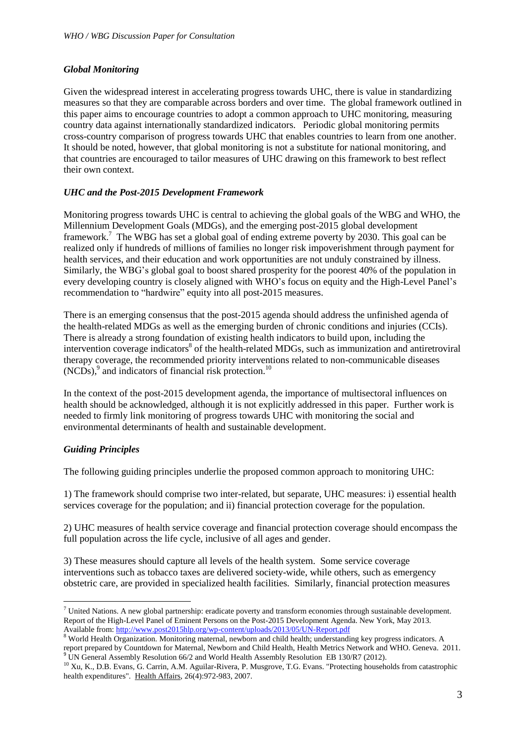### *Global Monitoring*

Given the widespread interest in accelerating progress towards UHC, there is value in standardizing measures so that they are comparable across borders and over time. The global framework outlined in this paper aims to encourage countries to adopt a common approach to UHC monitoring, measuring country data against internationally standardized indicators. Periodic global monitoring permits cross-country comparison of progress towards UHC that enables countries to learn from one another. It should be noted, however, that global monitoring is not a substitute for national monitoring, and that countries are encouraged to tailor measures of UHC drawing on this framework to best reflect their own context.

### *UHC and the Post-2015 Development Framework*

Monitoring progress towards UHC is central to achieving the global goals of the WBG and WHO, the Millennium Development Goals (MDGs), and the emerging post-2015 global development framework.[7] The WBG has set a global goal of ending extreme poverty by 2030. This goal can be realized only if hundreds of millions of families no longer risk impoverishment through payment for health services, and their education and work opportunities are not unduly constrained by illness. Similarly, the WBG's global goal to boost shared prosperity for the poorest 40% of the population in every developing country is closely aligned with WHO's focus on equity and the High-Level Panel's recommendation to "hardwire" equity into all post-2015 measures.

There is an emerging consensus that the post-2015 agenda should address the unfinished agenda of the health-related MDGs as well as the emerging burden of chronic conditions and injuries (CCIs). There is already a strong foundation of existing health indicators to build upon, including the intervention coverage indicators[8] of the health-related MDGs, such as immunization and antiretroviral therapy coverage, the recommended priority interventions related to non-communicable diseases (NCDs),[9] and indicators of financial risk protection.[10]

In the context of the post-2015 development agenda, the importance of multisectoral influences on health should be acknowledged, although it is not explicitly addressed in this paper. Further work is needed to firmly link monitoring of progress towards UHC with monitoring the social and environmental determinants of health and sustainable development.

### *Guiding Principles*

The following guiding principles underlie the proposed common approach to monitoring UHC:

1) The framework should comprise two inter-related, but separate, UHC measures: i) essential health services coverage for the population; and ii) financial protection coverage for the population.

2) UHC measures of health service coverage and financial protection coverage should encompass the full population across the life cycle, inclusive of all ages and gender.

3) These measures should capture all levels of the health system. Some service coverage interventions such as tobacco taxes are delivered society-wide, while others, such as emergency obstetric care, are provided in specialized health facilities. Similarly, financial protection measures

---

[7] United Nations. A new global partnership: eradicate poverty and transform economies through sustainable development. Report of the High-Level Panel of Eminent Persons on the Post-2015 Development Agenda. New York, May 2013. Available from: http://www.post2015hlp.org/wp-content/uploads/2013/05/UN-Report.pdf

[8] World Health Organization. Monitoring maternal, newborn and child health; understanding key progress indicators. A report prepared by Countdown for Maternal, Newborn and Child Health, Health Metrics Network and WHO. Geneva. 2011.

[9] UN General Assembly Resolution 66/2 and World Health Assembly Resolution EB 130/R7 (2012).

[10] Xu, K., D.B. Evans, G. Carrin, A.M. Aguilar-Rivera, P. Musgrove, T.G. Evans. "Protecting households from catastrophic health expenditures". Health Affairs, 26(4):972-983, 2007.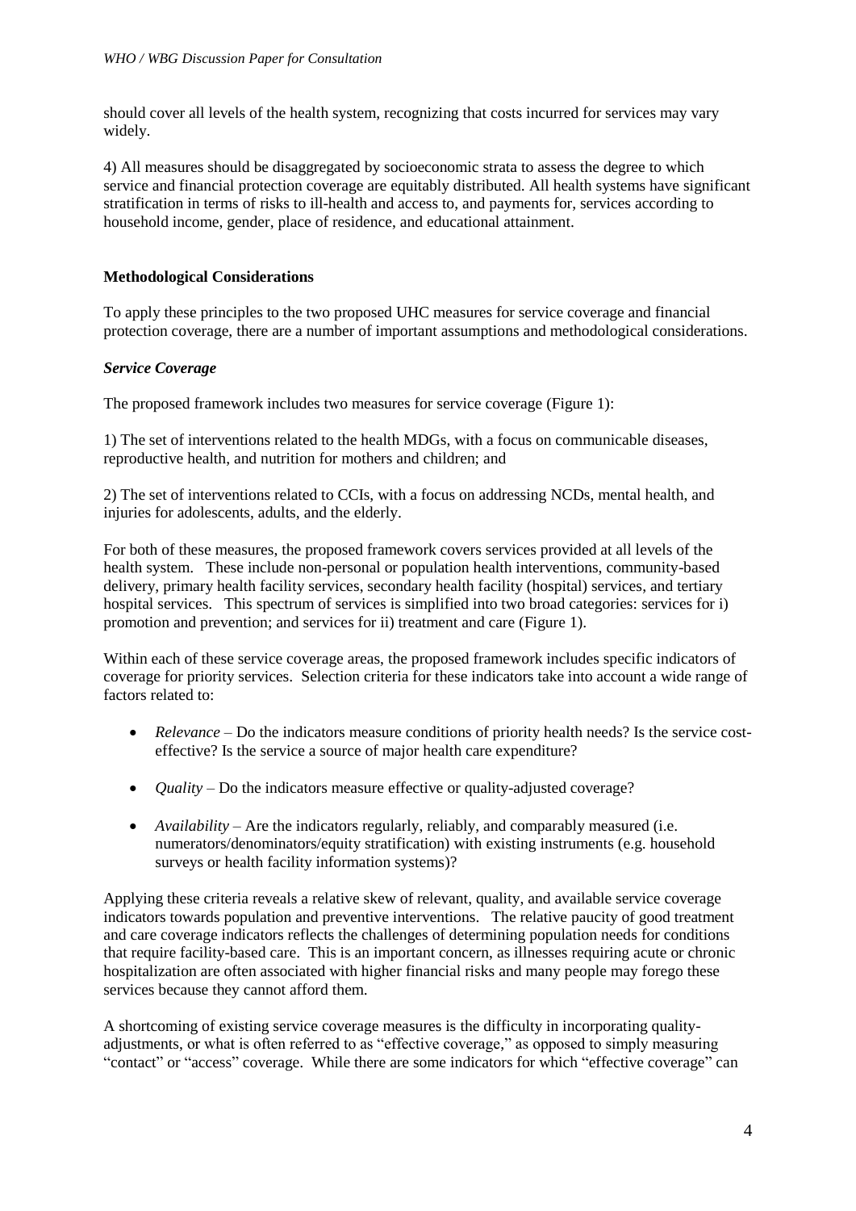should cover all levels of the health system, recognizing that costs incurred for services may vary widely.

4) All measures should be disaggregated by socioeconomic strata to assess the degree to which service and financial protection coverage are equitably distributed. All health systems have significant stratification in terms of risks to ill-health and access to, and payments for, services according to household income, gender, place of residence, and educational attainment.

**Methodological Considerations**

To apply these principles to the two proposed UHC measures for service coverage and financial protection coverage, there are a number of important assumptions and methodological considerations.

***Service Coverage***

The proposed framework includes two measures for service coverage (Figure 1):

1) The set of interventions related to the health MDGs, with a focus on communicable diseases, reproductive health, and nutrition for mothers and children; and

2) The set of interventions related to CCIs, with a focus on addressing NCDs, mental health, and injuries for adolescents, adults, and the elderly.

For both of these measures, the proposed framework covers services provided at all levels of the health system. These include non-personal or population health interventions, community-based delivery, primary health facility services, secondary health facility (hospital) services, and tertiary hospital services. This spectrum of services is simplified into two broad categories: services for i) promotion and prevention; and services for ii) treatment and care (Figure 1).

Within each of these service coverage areas, the proposed framework includes specific indicators of coverage for priority services. Selection criteria for these indicators take into account a wide range of factors related to:

- *Relevance* – Do the indicators measure conditions of priority health needs? Is the service cost-effective? Is the service a source of major health care expenditure?
- *Quality* – Do the indicators measure effective or quality-adjusted coverage?
- *Availability* – Are the indicators regularly, reliably, and comparably measured (i.e. numerators/denominators/equity stratification) with existing instruments (e.g. household surveys or health facility information systems)?

Applying these criteria reveals a relative skew of relevant, quality, and available service coverage indicators towards population and preventive interventions. The relative paucity of good treatment and care coverage indicators reflects the challenges of determining population needs for conditions that require facility-based care. This is an important concern, as illnesses requiring acute or chronic hospitalization are often associated with higher financial risks and many people may forego these services because they cannot afford them.

A shortcoming of existing service coverage measures is the difficulty in incorporating quality-adjustments, or what is often referred to as "effective coverage," as opposed to simply measuring "contact" or "access" coverage. While there are some indicators for which "effective coverage" can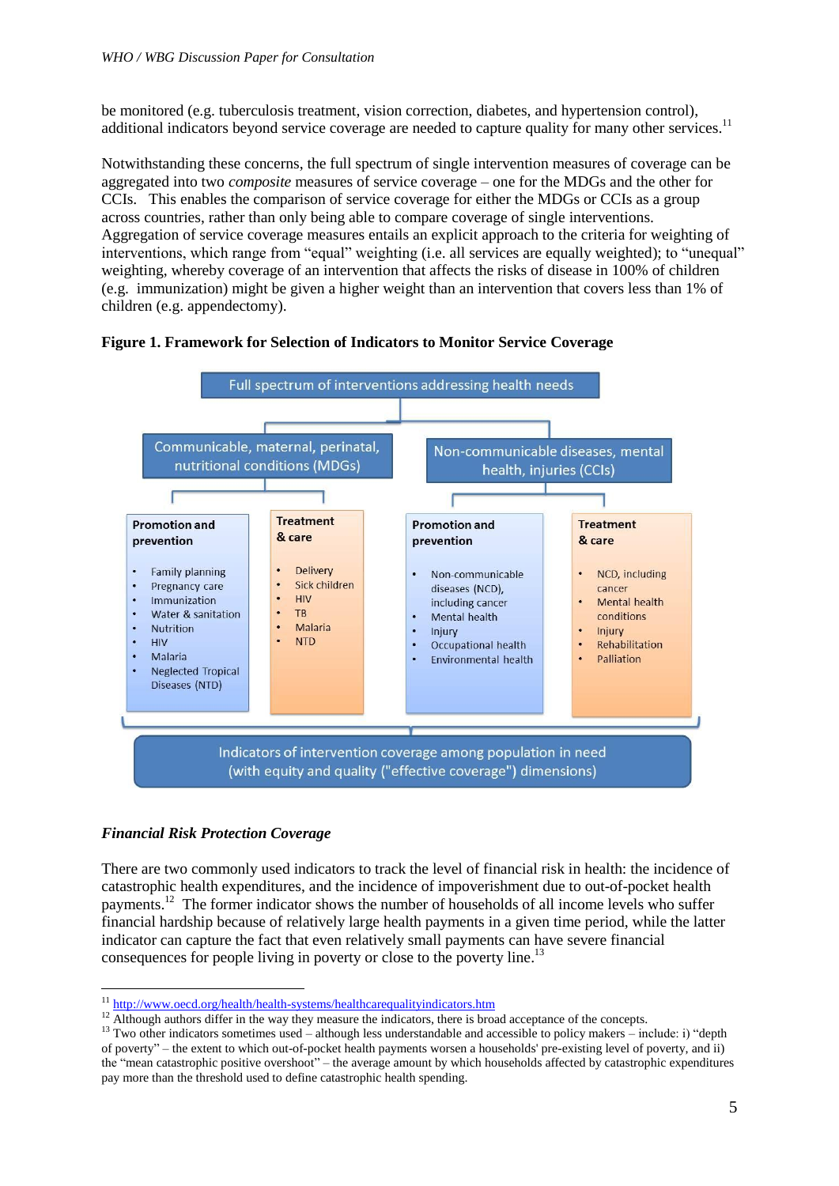be monitored (e.g. tuberculosis treatment, vision correction, diabetes, and hypertension control), additional indicators beyond service coverage are needed to capture quality for many other services.[11]

Notwithstanding these concerns, the full spectrum of single intervention measures of coverage can be aggregated into two *composite* measures of service coverage – one for the MDGs and the other for CCIs. This enables the comparison of service coverage for either the MDGs or CCIs as a group across countries, rather than only being able to compare coverage of single interventions. Aggregation of service coverage measures entails an explicit approach to the criteria for weighting of interventions, which range from "equal" weighting (i.e. all services are equally weighted); to "unequal" weighting, whereby coverage of an intervention that affects the risks of disease in 100% of children (e.g. immunization) might be given a higher weight than an intervention that covers less than 1% of children (e.g. appendectomy).

**Figure 1. Framework for Selection of Indicators to Monitor Service Coverage**

Full spectrum of interventions addressing health needs

Communicable, maternal, perinatal, nutritional conditions (MDGs)

- **Promotion and prevention**
  - Family planning
  - Pregnancy care
  - Immunization
  - Water & sanitation
  - Nutrition
  - HIV
  - Malaria
  - Neglected Tropical Diseases (NTD)
- **Treatment & care**
  - Delivery
  - Sick children
  - HIV
  - TB
  - Malaria
  - NTD

Non-communicable diseases, mental health, injuries (CCIs)

- **Promotion and prevention**
  - Non-communicable diseases (NCD), including cancer
  - Mental health
  - Injury
  - Occupational health
  - Environmental health
- **Treatment & care**
  - NCD, including cancer
  - Mental health conditions
  - Injury
  - Rehabilitation
  - Palliation

Indicators of intervention coverage among population in need (with equity and quality ("effective coverage") dimensions)

### *Financial Risk Protection Coverage*

There are two commonly used indicators to track the level of financial risk in health: the incidence of catastrophic health expenditures, and the incidence of impoverishment due to out-of-pocket health payments.[12] The former indicator shows the number of households of all income levels who suffer financial hardship because of relatively large health payments in a given time period, while the latter indicator can capture the fact that even relatively small payments can have severe financial consequences for people living in poverty or close to the poverty line.[13]

---

[11] http://www.oecd.org/health/health-systems/healthcarequalityindicators.htm

[12] Although authors differ in the way they measure the indicators, there is broad acceptance of the concepts.

[13] Two other indicators sometimes used – although less understandable and accessible to policy makers – include: i) "depth of poverty" – the extent to which out-of-pocket health payments worsen a households' pre-existing level of poverty, and ii) the "mean catastrophic positive overshoot" – the average amount by which households affected by catastrophic expenditures pay more than the threshold used to define catastrophic health spending.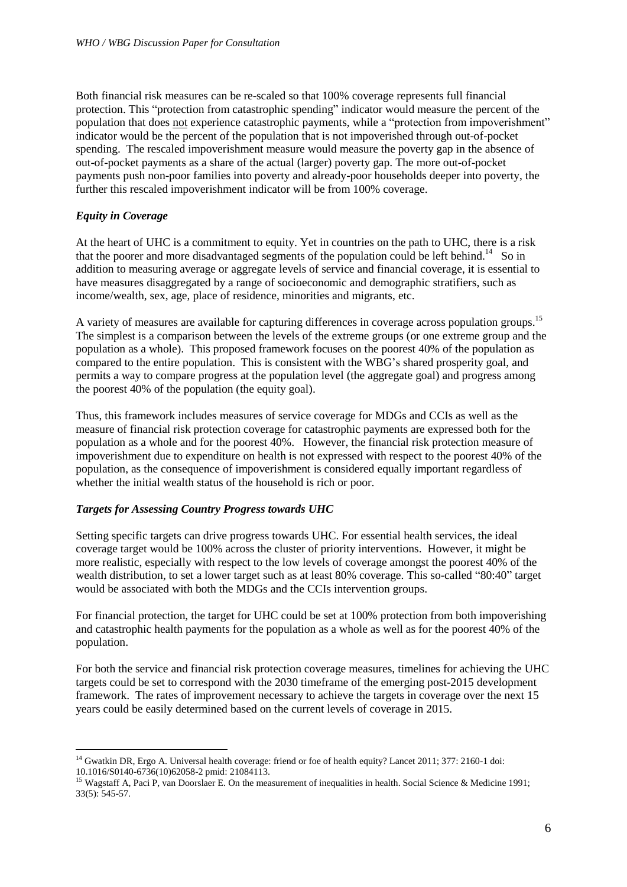Both financial risk measures can be re-scaled so that 100% coverage represents full financial protection. This "protection from catastrophic spending" indicator would measure the percent of the population that does not experience catastrophic payments, while a "protection from impoverishment" indicator would be the percent of the population that is not impoverished through out-of-pocket spending. The rescaled impoverishment measure would measure the poverty gap in the absence of out-of-pocket payments as a share of the actual (larger) poverty gap. The more out-of-pocket payments push non-poor families into poverty and already-poor households deeper into poverty, the further this rescaled impoverishment indicator will be from 100% coverage.

### *Equity in Coverage*

At the heart of UHC is a commitment to equity. Yet in countries on the path to UHC, there is a risk that the poorer and more disadvantaged segments of the population could be left behind.[14] So in addition to measuring average or aggregate levels of service and financial coverage, it is essential to have measures disaggregated by a range of socioeconomic and demographic stratifiers, such as income/wealth, sex, age, place of residence, minorities and migrants, etc.

A variety of measures are available for capturing differences in coverage across population groups.[15] The simplest is a comparison between the levels of the extreme groups (or one extreme group and the population as a whole). This proposed framework focuses on the poorest 40% of the population as compared to the entire population. This is consistent with the WBG's shared prosperity goal, and permits a way to compare progress at the population level (the aggregate goal) and progress among the poorest 40% of the population (the equity goal).

Thus, this framework includes measures of service coverage for MDGs and CCIs as well as the measure of financial risk protection coverage for catastrophic payments are expressed both for the population as a whole and for the poorest 40%. However, the financial risk protection measure of impoverishment due to expenditure on health is not expressed with respect to the poorest 40% of the population, as the consequence of impoverishment is considered equally important regardless of whether the initial wealth status of the household is rich or poor.

### *Targets for Assessing Country Progress towards UHC*

Setting specific targets can drive progress towards UHC. For essential health services, the ideal coverage target would be 100% across the cluster of priority interventions. However, it might be more realistic, especially with respect to the low levels of coverage amongst the poorest 40% of the wealth distribution, to set a lower target such as at least 80% coverage. This so-called "80:40" target would be associated with both the MDGs and the CCIs intervention groups.

For financial protection, the target for UHC could be set at 100% protection from both impoverishing and catastrophic health payments for the population as a whole as well as for the poorest 40% of the population.

For both the service and financial risk protection coverage measures, timelines for achieving the UHC targets could be set to correspond with the 2030 timeframe of the emerging post-2015 development framework. The rates of improvement necessary to achieve the targets in coverage over the next 15 years could be easily determined based on the current levels of coverage in 2015.

---

[14] Gwatkin DR, Ergo A. Universal health coverage: friend or foe of health equity? Lancet 2011; 377: 2160-1 doi: 10.1016/S0140-6736(10)62058-2 pmid: 21084113.

[15] Wagstaff A, Paci P, van Doorslaer E. On the measurement of inequalities in health. Social Science & Medicine 1991; 33(5): 545-57.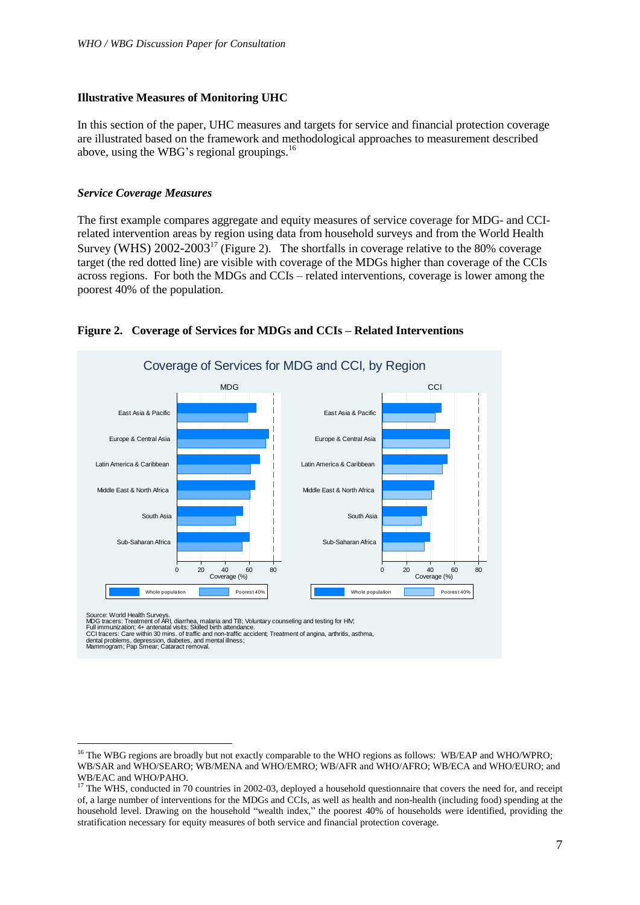**Illustrative Measures of Monitoring UHC**

In this section of the paper, UHC measures and targets for service and financial protection coverage are illustrated based on the framework and methodological approaches to measurement described above, using the WBG's regional groupings.[16]

***Service Coverage Measures***

The first example compares aggregate and equity measures of service coverage for MDG- and CCI-related intervention areas by region using data from household surveys and from the World Health Survey (WHS) 2002-2003[17] (Figure 2). The shortfalls in coverage relative to the 80% coverage target (the red dotted line) are visible with coverage of the MDGs higher than coverage of the CCIs across regions. For both the MDGs and CCIs – related interventions, coverage is lower among the poorest 40% of the population.

**Figure 2. Coverage of Services for MDGs and CCIs – Related Interventions**

Coverage of Services for MDG and CCI, by Region

Source: World Health Surveys.
MDG tracers: Treatment of ARI, diarrhea, malaria and TB; Voluntary counseling and testing for HIV; Full immunization; 4+ antenatal visits; Skilled birth attendance.
CCI tracers: Care within 30 mins. of traffic and non-traffic accident; Treatment of angina, arthritis, asthma, dental problems, depression, diabetes, and mental illness; Mammogram; Pap Smear; Cataract removal.

---

[16] The WBG regions are broadly but not exactly comparable to the WHO regions as follows: WB/EAP and WHO/WPRO; WB/SAR and WHO/SEARO; WB/MENA and WHO/EMRO; WB/AFR and WHO/AFRO; WB/ECA and WHO/EURO; and WB/EAC and WHO/PAHO.

[17] The WHS, conducted in 70 countries in 2002-03, deployed a household questionnaire that covers the need for, and receipt of, a large number of interventions for the MDGs and CCIs, as well as health and non-health (including food) spending at the household level. Drawing on the household "wealth index," the poorest 40% of households were identified, providing the stratification necessary for equity measures of both service and financial protection coverage.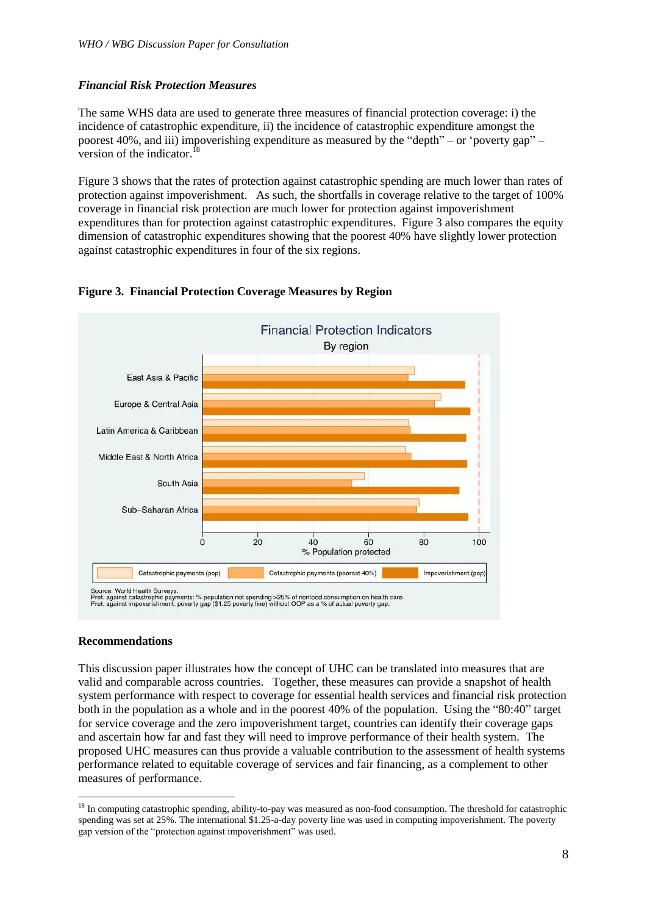*Financial Risk Protection Measures*

The same WHS data are used to generate three measures of financial protection coverage: i) the incidence of catastrophic expenditure, ii) the incidence of catastrophic expenditure amongst the poorest 40%, and iii) impoverishing expenditure as measured by the "depth" – or 'poverty gap" – version of the indicator.[18]

Figure 3 shows that the rates of protection against catastrophic spending are much lower than rates of protection against impoverishment. As such, the shortfalls in coverage relative to the target of 100% coverage in financial risk protection are much lower for protection against impoverishment expenditures than for protection against catastrophic expenditures. Figure 3 also compares the equity dimension of catastrophic expenditures showing that the poorest 40% have slightly lower protection against catastrophic expenditures in four of the six regions.

**Figure 3. Financial Protection Coverage Measures by Region**

**Recommendations**

This discussion paper illustrates how the concept of UHC can be translated into measures that are valid and comparable across countries. Together, these measures can provide a snapshot of health system performance with respect to coverage for essential health services and financial risk protection both in the population as a whole and in the poorest 40% of the population. Using the "80:40" target for service coverage and the zero impoverishment target, countries can identify their coverage gaps and ascertain how far and fast they will need to improve performance of their health system. The proposed UHC measures can thus provide a valuable contribution to the assessment of health systems performance related to equitable coverage of services and fair financing, as a complement to other measures of performance.

[18] In computing catastrophic spending, ability-to-pay was measured as non-food consumption. The threshold for catastrophic spending was set at 25%. The international $1.25-a-day poverty line was used in computing impoverishment. The poverty gap version of the "protection against impoverishment" was used.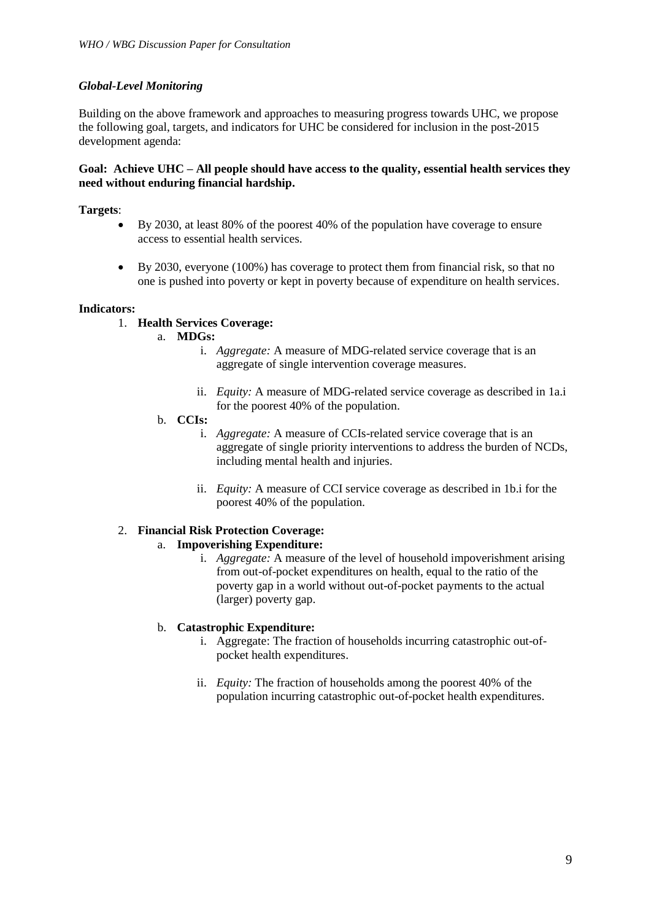### *Global-Level Monitoring*

Building on the above framework and approaches to measuring progress towards UHC, we propose the following goal, targets, and indicators for UHC be considered for inclusion in the post-2015 development agenda:

**Goal: Achieve UHC – All people should have access to the quality, essential health services they need without enduring financial hardship.**

**Targets**:

- By 2030, at least 80% of the poorest 40% of the population have coverage to ensure access to essential health services.
- By 2030, everyone (100%) has coverage to protect them from financial risk, so that no one is pushed into poverty or kept in poverty because of expenditure on health services.

**Indicators:**

1. **Health Services Coverage:**
   a. **MDGs:**
      i. *Aggregate:* A measure of MDG-related service coverage that is an aggregate of single intervention coverage measures.
      ii. *Equity:* A measure of MDG-related service coverage as described in 1a.i for the poorest 40% of the population.

   b. **CCIs:**
      i. *Aggregate:* A measure of CCIs-related service coverage that is an aggregate of single priority interventions to address the burden of NCDs, including mental health and injuries.
      ii. *Equity:* A measure of CCI service coverage as described in 1b.i for the poorest 40% of the population.

2. **Financial Risk Protection Coverage:**
   a. **Impoverishing Expenditure:**
      i. *Aggregate:* A measure of the level of household impoverishment arising from out-of-pocket expenditures on health, equal to the ratio of the poverty gap in a world without out-of-pocket payments to the actual (larger) poverty gap.

   b. **Catastrophic Expenditure:**
      i. Aggregate: The fraction of households incurring catastrophic out-of-pocket health expenditures.
      ii. *Equity:* The fraction of households among the poorest 40% of the population incurring catastrophic out-of-pocket health expenditures.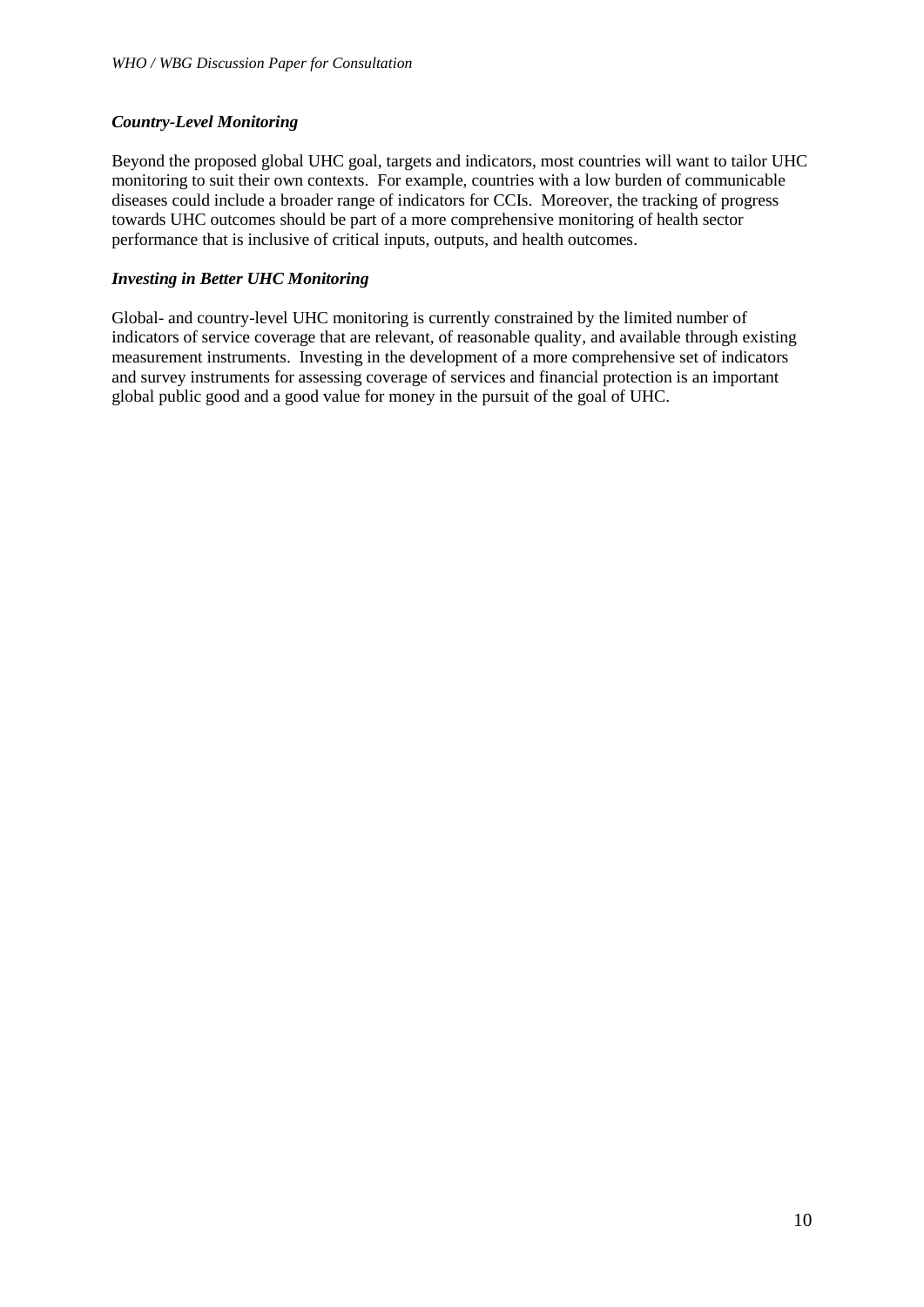### *Country-Level Monitoring*

Beyond the proposed global UHC goal, targets and indicators, most countries will want to tailor UHC monitoring to suit their own contexts. For example, countries with a low burden of communicable diseases could include a broader range of indicators for CCIs. Moreover, the tracking of progress towards UHC outcomes should be part of a more comprehensive monitoring of health sector performance that is inclusive of critical inputs, outputs, and health outcomes.

### *Investing in Better UHC Monitoring*

Global- and country-level UHC monitoring is currently constrained by the limited number of indicators of service coverage that are relevant, of reasonable quality, and available through existing measurement instruments. Investing in the development of a more comprehensive set of indicators and survey instruments for assessing coverage of services and financial protection is an important global public good and a good value for money in the pursuit of the goal of UHC.